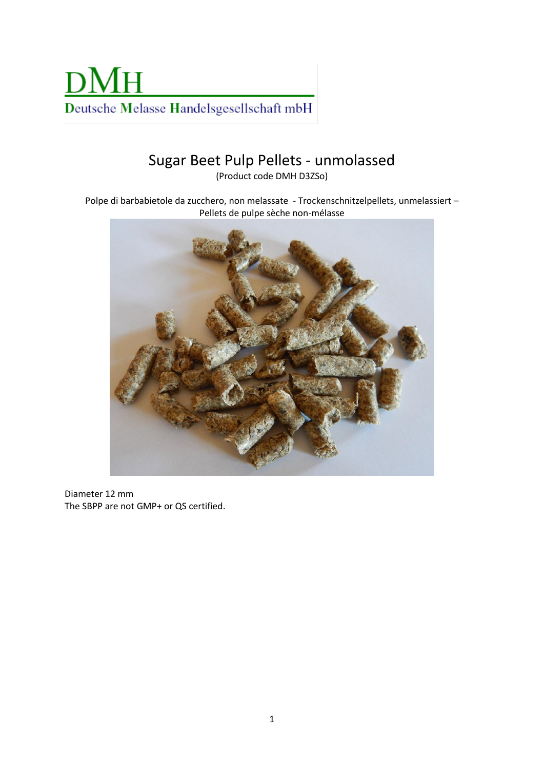DMH

Deutsche Melasse Handelsgesellschaft mbH

# Sugar Beet Pulp Pellets - unmolassed

(Product code DMH D3ZSo)

Polpe di barbabietole da zucchero, non melassate - Trockenschnitzelpellets, unmelassiert – Pellets de pulpe sèche non-mélasse

Diameter 12 mm

The SBPP are not GMP+ or QS certified.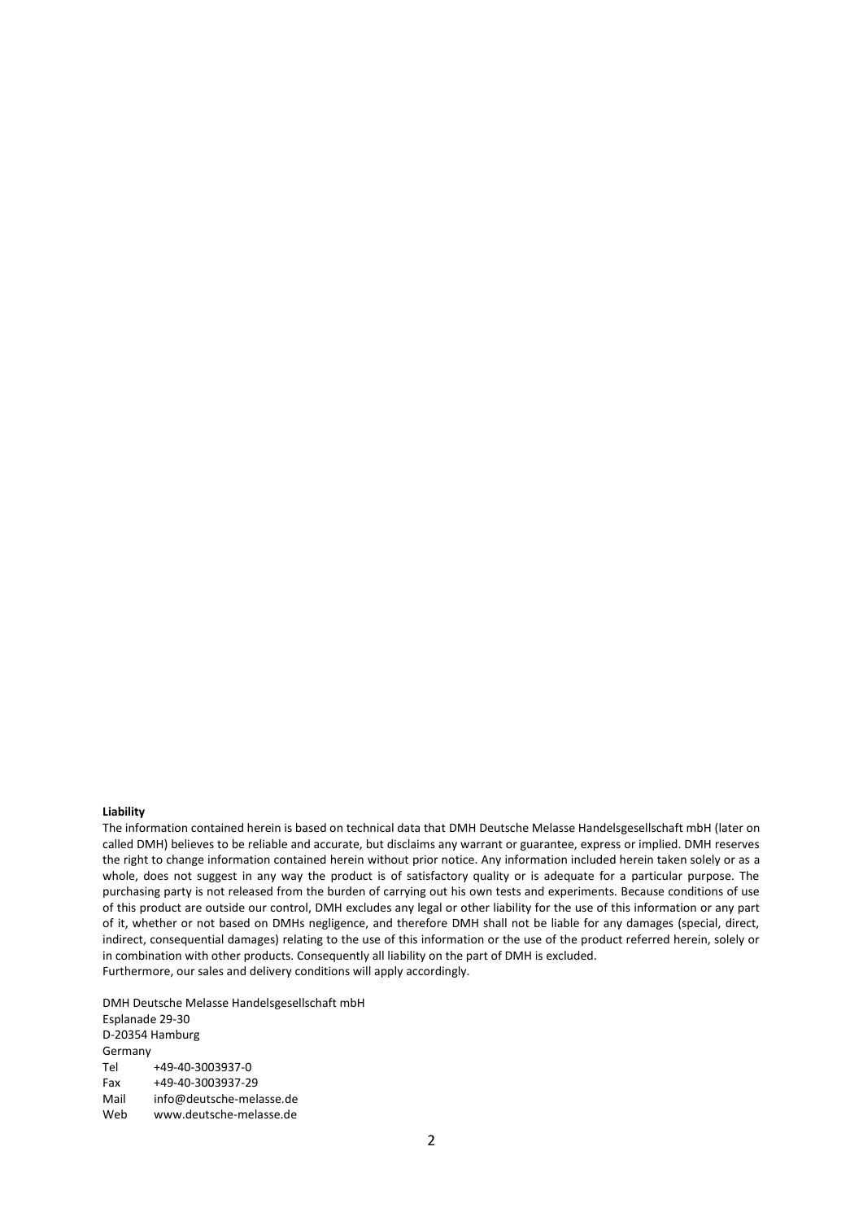**Liability**

The information contained herein is based on technical data that DMH Deutsche Melasse Handelsgesellschaft mbH (later on called DMH) believes to be reliable and accurate, but disclaims any warrant or guarantee, express or implied. DMH reserves the right to change information contained herein without prior notice. Any information included herein taken solely or as a whole, does not suggest in any way the product is of satisfactory quality or is adequate for a particular purpose. The purchasing party is not released from the burden of carrying out his own tests and experiments. Because conditions of use of this product are outside our control, DMH excludes any legal or other liability for the use of this information or any part of it, whether or not based on DMHs negligence, and therefore DMH shall not be liable for any damages (special, direct, indirect, consequential damages) relating to the use of this information or the use of the product referred herein, solely or in combination with other products. Consequently all liability on the part of DMH is excluded.
Furthermore, our sales and delivery conditions will apply accordingly.

DMH Deutsche Melasse Handelsgesellschaft mbH
Esplanade 29-30
D-20354 Hamburg
Germany
Tel +49-40-3003937-0
Fax +49-40-3003937-29
Mail info@deutsche-melasse.de
Web www.deutsche-melasse.de